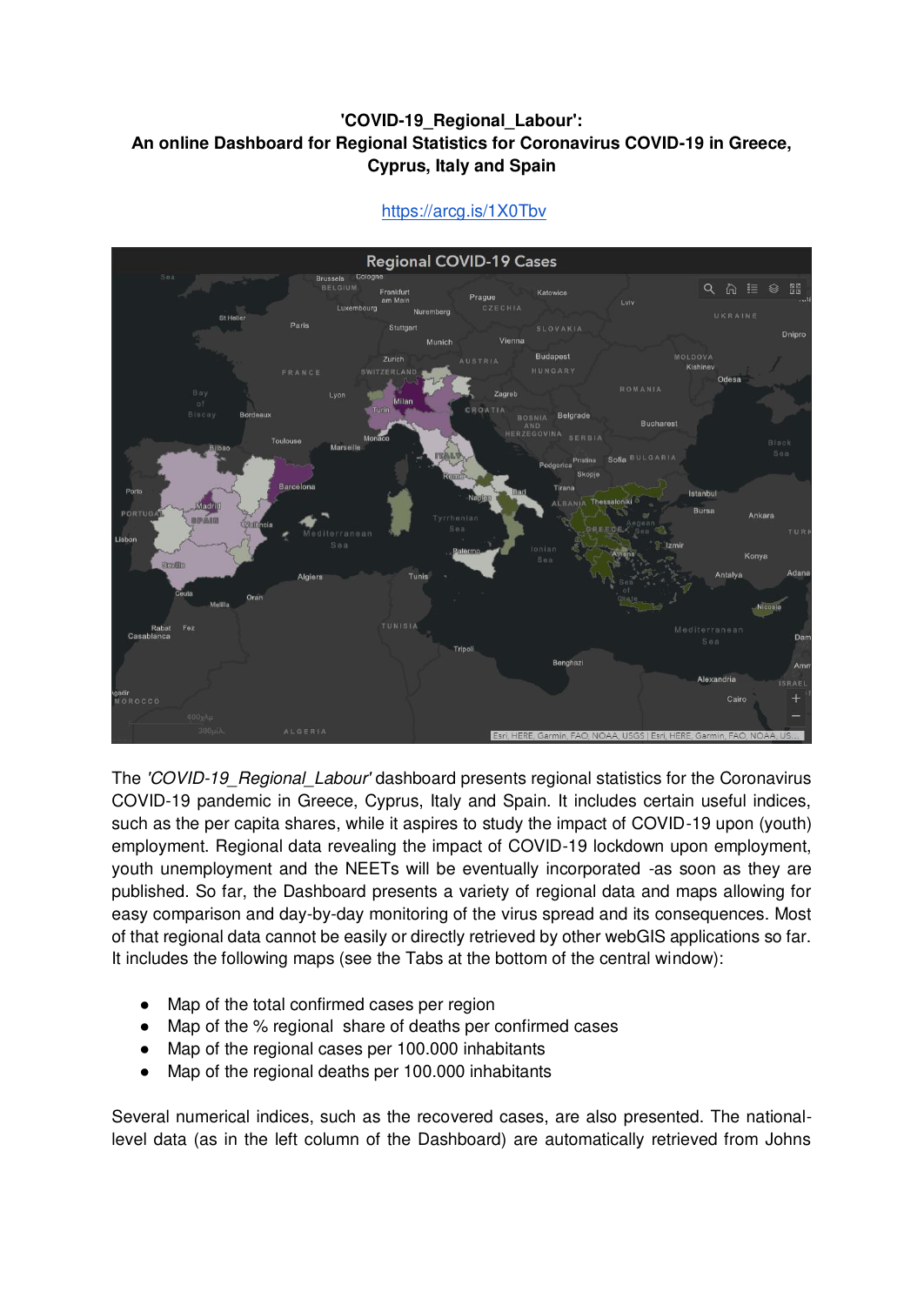**'COVID-19_Regional_Labour': An online Dashboard for Regional Statistics for Coronavirus COVID-19 in Greece, Cyprus, Italy and Spain**

https://arcg.is/1X0Tbv

The *'COVID-19_Regional_Labour'* dashboard presents regional statistics for the Coronavirus COVID-19 pandemic in Greece, Cyprus, Italy and Spain. It includes certain useful indices, such as the per capita shares, while it aspires to study the impact of COVID-19 upon (youth) employment. Regional data revealing the impact of COVID-19 lockdown upon employment, youth unemployment and the NEETs will be eventually incorporated -as soon as they are published. So far, the Dashboard presents a variety of regional data and maps allowing for easy comparison and day-by-day monitoring of the virus spread and its consequences. Most of that regional data cannot be easily or directly retrieved by other webGIS applications so far. It includes the following maps (see the Tabs at the bottom of the central window):

- Map of the total confirmed cases per region
- Map of the % regional share of deaths per confirmed cases
- Map of the regional cases per 100.000 inhabitants
- Map of the regional deaths per 100.000 inhabitants

Several numerical indices, such as the recovered cases, are also presented. The national-level data (as in the left column of the Dashboard) are automatically retrieved from Johns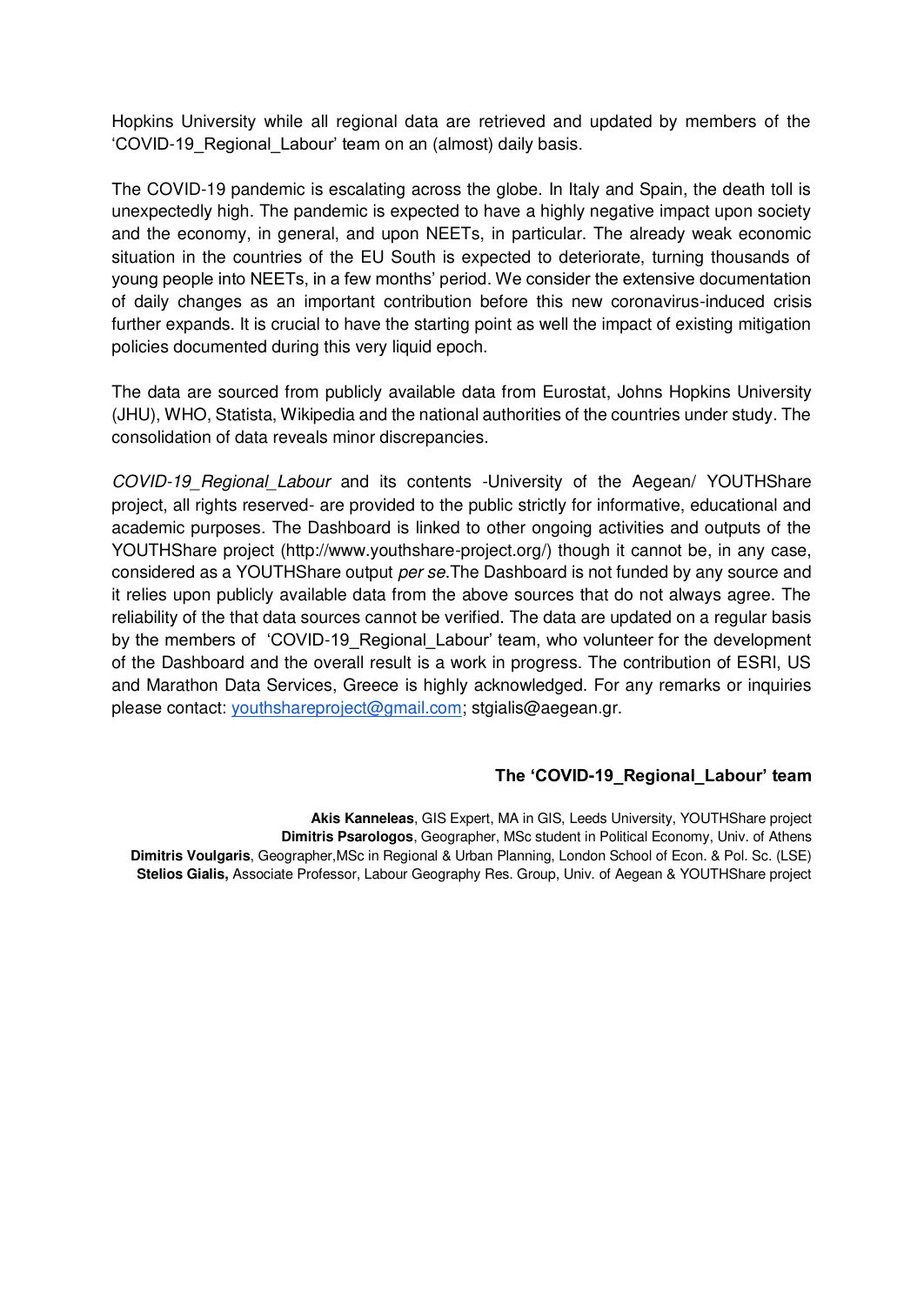Hopkins University while all regional data are retrieved and updated by members of the 'COVID-19_Regional_Labour' team on an (almost) daily basis.

The COVID-19 pandemic is escalating across the globe. In Italy and Spain, the death toll is unexpectedly high. The pandemic is expected to have a highly negative impact upon society and the economy, in general, and upon NEETs, in particular. The already weak economic situation in the countries of the EU South is expected to deteriorate, turning thousands of young people into NEETs, in a few months' period. We consider the extensive documentation of daily changes as an important contribution before this new coronavirus-induced crisis further expands. It is crucial to have the starting point as well the impact of existing mitigation policies documented during this very liquid epoch.

The data are sourced from publicly available data from Eurostat, Johns Hopkins University (JHU), WHO, Statista, Wikipedia and the national authorities of the countries under study. The consolidation of data reveals minor discrepancies.

*COVID-19_Regional_Labour* and its contents -University of the Aegean/ YOUTHShare project, all rights reserved- are provided to the public strictly for informative, educational and academic purposes. The Dashboard is linked to other ongoing activities and outputs of the YOUTHShare project (http://www.youthshare-project.org/) though it cannot be, in any case, considered as a YOUTHShare output *per se*.The Dashboard is not funded by any source and it relies upon publicly available data from the above sources that do not always agree. The reliability of the that data sources cannot be verified. The data are updated on a regular basis by the members of 'COVID-19_Regional_Labour' team, who volunteer for the development of the Dashboard and the overall result is a work in progress. The contribution of ESRI, US and Marathon Data Services, Greece is highly acknowledged. For any remarks or inquiries please contact: youthshareproject@gmail.com; stgialis@aegean.gr.

**The 'COVID-19_Regional_Labour' team**

**Akis Kanneleas**, GIS Expert, MA in GIS, Leeds University, YOUTHShare project
**Dimitris Psarologos**, Geographer, MSc student in Political Economy, Univ. of Athens
**Dimitris Voulgaris**, Geographer,MSc in Regional & Urban Planning, London School of Econ. & Pol. Sc. (LSE)
**Stelios Gialis,** Associate Professor, Labour Geography Res. Group, Univ. of Aegean & YOUTHShare project